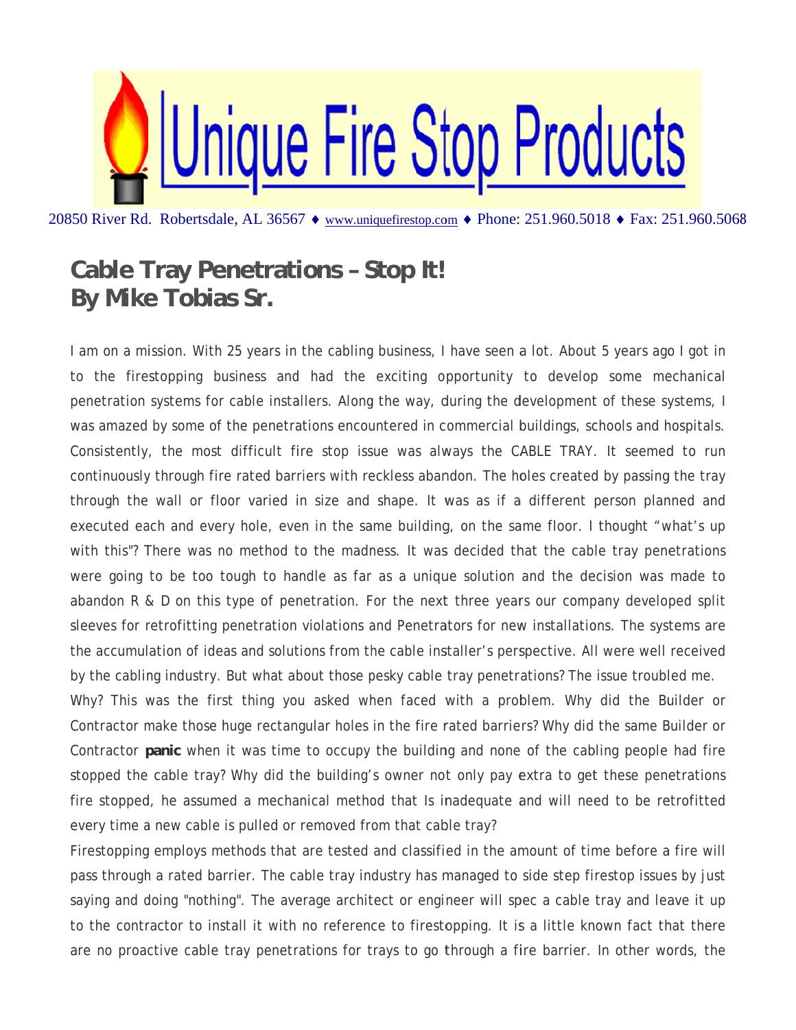# Unique Fire Stop Products

20850 River Rd. Robertsdale, AL 36567 ♦ www.uniquefirestop.com ♦ Phone: 251.960.5018 ♦ Fax: 251.960.5068

## Cable Tray Penetrations – Stop It!
## By Mike Tobias Sr.

I am on a mission. With 25 years in the cabling business, I have seen a lot. About 5 years ago I got in to the firestopping business and had the exciting opportunity to develop some mechanical penetration systems for cable installers. Along the way, during the development of these systems, I was amazed by some of the penetrations encountered in commercial buildings, schools and hospitals. Consistently, the most difficult fire stop issue was always the CABLE TRAY. It seemed to run continuously through fire rated barriers with reckless abandon. The holes created by passing the tray through the wall or floor varied in size and shape. It was as if a different person planned and executed each and every hole, even in the same building, on the same floor. I thought "what's up with this"? There was no method to the madness. It was decided that the cable tray penetrations were going to be too tough to handle as far as a unique solution and the decision was made to abandon R & D on this type of penetration. For the next three years our company developed split sleeves for retrofitting penetration violations and Penetrators for new installations. The systems are the accumulation of ideas and solutions from the cable installer's perspective. All were well received by the cabling industry. But what about those pesky cable tray penetrations? The issue troubled me.

Why? This was the first thing you asked when faced with a problem. Why did the Builder or Contractor make those huge rectangular holes in the fire rated barriers? Why did the same Builder or Contractor **panic** when it was time to occupy the building and none of the cabling people had fire stopped the cable tray? Why did the building's owner not only pay extra to get these penetrations fire stopped, he assumed a mechanical method that Is inadequate and will need to be retrofitted every time a new cable is pulled or removed from that cable tray?

Firestopping employs methods that are tested and classified in the amount of time before a fire will pass through a rated barrier. The cable tray industry has managed to side step firestop issues by just saying and doing "nothing". The average architect or engineer will spec a cable tray and leave it up to the contractor to install it with no reference to firestopping. It is a little known fact that there are no proactive cable tray penetrations for trays to go through a fire barrier. In other words, the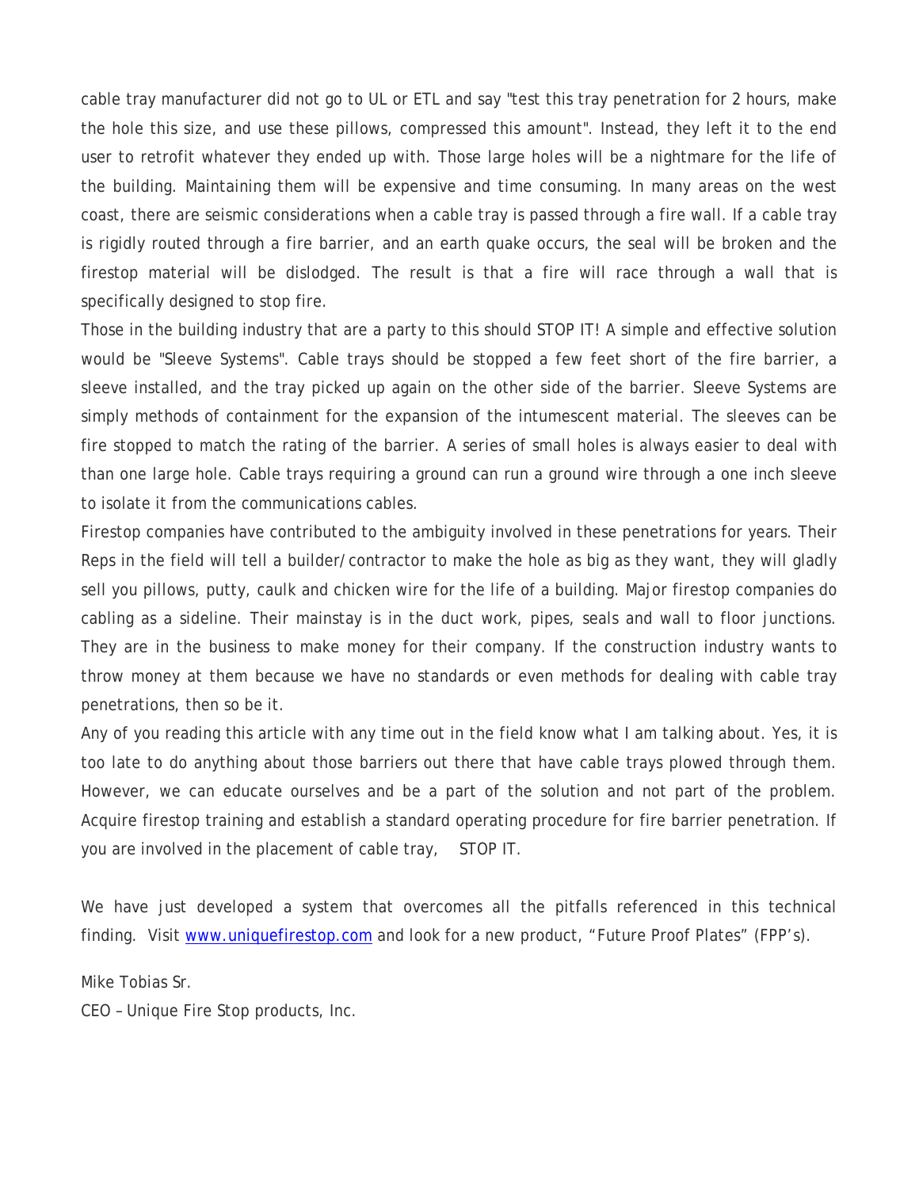cable tray manufacturer did not go to UL or ETL and say "test this tray penetration for 2 hours, make the hole this size, and use these pillows, compressed this amount". Instead, they left it to the end user to retrofit whatever they ended up with. Those large holes will be a nightmare for the life of the building. Maintaining them will be expensive and time consuming. In many areas on the west coast, there are seismic considerations when a cable tray is passed through a fire wall. If a cable tray is rigidly routed through a fire barrier, and an earth quake occurs, the seal will be broken and the firestop material will be dislodged. The result is that a fire will race through a wall that is specifically designed to stop fire.

Those in the building industry that are a party to this should STOP IT! A simple and effective solution would be "Sleeve Systems". Cable trays should be stopped a few feet short of the fire barrier, a sleeve installed, and the tray picked up again on the other side of the barrier. Sleeve Systems are simply methods of containment for the expansion of the intumescent material. The sleeves can be fire stopped to match the rating of the barrier. A series of small holes is always easier to deal with than one large hole. Cable trays requiring a ground can run a ground wire through a one inch sleeve to isolate it from the communications cables.

Firestop companies have contributed to the ambiguity involved in these penetrations for years. Their Reps in the field will tell a builder/contractor to make the hole as big as they want, they will gladly sell you pillows, putty, caulk and chicken wire for the life of a building. Major firestop companies do cabling as a sideline. Their mainstay is in the duct work, pipes, seals and wall to floor junctions. They are in the business to make money for their company. If the construction industry wants to throw money at them because we have no standards or even methods for dealing with cable tray penetrations, then so be it.

Any of you reading this article with any time out in the field know what I am talking about. Yes, it is too late to do anything about those barriers out there that have cable trays plowed through them. However, we can educate ourselves and be a part of the solution and not part of the problem. Acquire firestop training and establish a standard operating procedure for fire barrier penetration. If you are involved in the placement of cable tray, STOP IT.

We have just developed a system that overcomes all the pitfalls referenced in this technical finding. Visit [www.uniquefirestop.com](http://www.uniquefirestop.com) and look for a new product, "Future Proof Plates" (FPP's).

Mike Tobias Sr.

CEO – Unique Fire Stop products, Inc.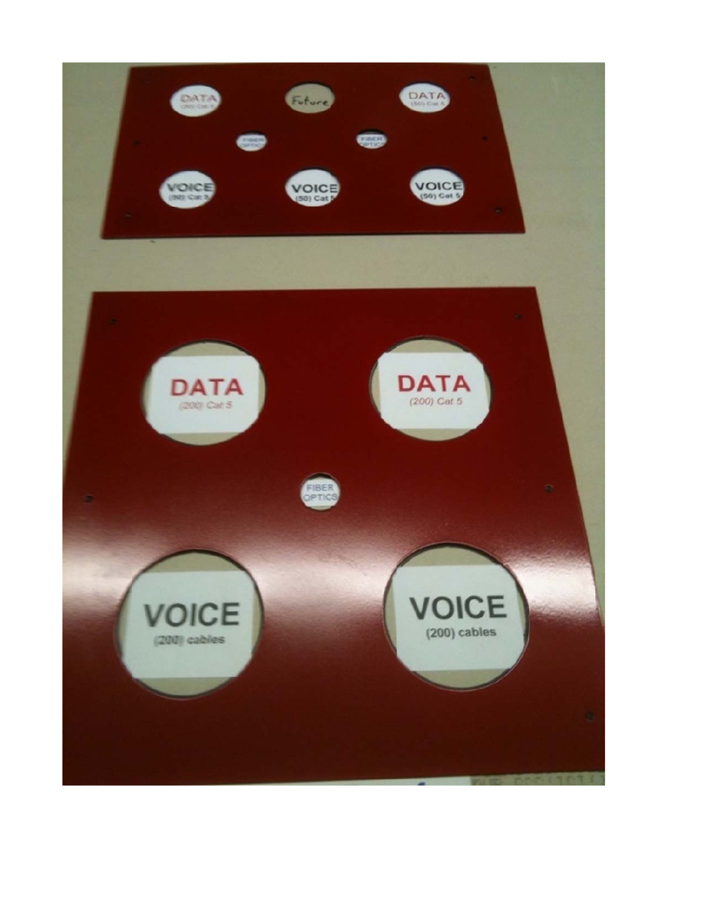DATA
(50) Cat 5

Future

DATA
(50) Cat 5

FIBER
OPTICS

FIBER
OPTICS

VOICE
(50) Cat 5

VOICE
(50) Cat 5

VOICE
(50) Cat 5

DATA
(200) Cat 5

DATA
(200) Cat 5

FIBER
OPTICS

VOICE
(200) cables

VOICE
(200) cables